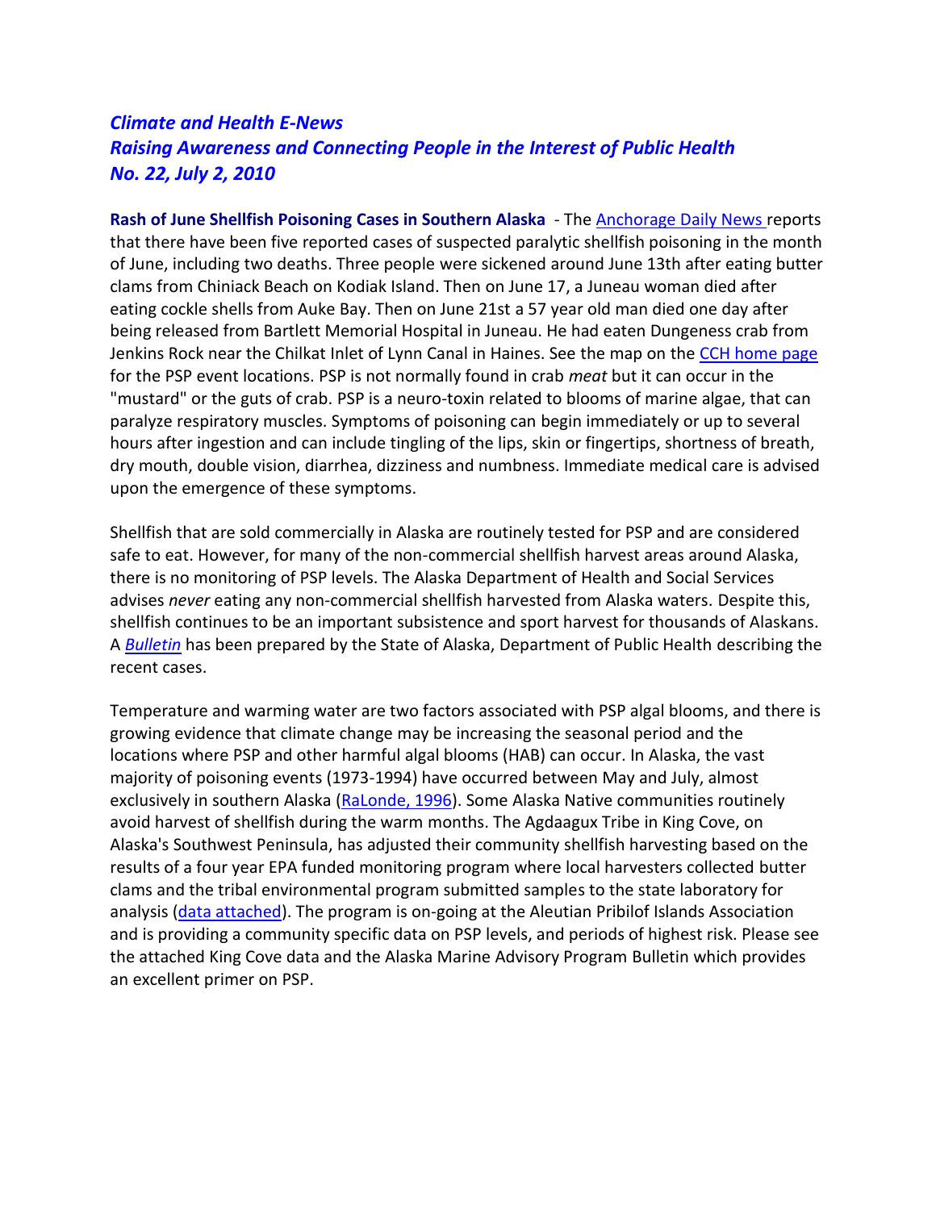# *Climate and Health E-News*
## *Raising Awareness and Connecting People in the Interest of Public Health*
## *No. 22, July 2, 2010*

**Rash of June Shellfish Poisoning Cases in Southern Alaska** - The Anchorage Daily News reports that there have been five reported cases of suspected paralytic shellfish poisoning in the month of June, including two deaths. Three people were sickened around June 13th after eating butter clams from Chiniack Beach on Kodiak Island. Then on June 17, a Juneau woman died after eating cockle shells from Auke Bay. Then on June 21st a 57 year old man died one day after being released from Bartlett Memorial Hospital in Juneau. He had eaten Dungeness crab from Jenkins Rock near the Chilkat Inlet of Lynn Canal in Haines. See the map on the CCH home page for the PSP event locations. PSP is not normally found in crab *meat* but it can occur in the "mustard" or the guts of crab. PSP is a neuro-toxin related to blooms of marine algae, that can paralyze respiratory muscles. Symptoms of poisoning can begin immediately or up to several hours after ingestion and can include tingling of the lips, skin or fingertips, shortness of breath, dry mouth, double vision, diarrhea, dizziness and numbness. Immediate medical care is advised upon the emergence of these symptoms.

Shellfish that are sold commercially in Alaska are routinely tested for PSP and are considered safe to eat. However, for many of the non-commercial shellfish harvest areas around Alaska, there is no monitoring of PSP levels. The Alaska Department of Health and Social Services advises *never* eating any non-commercial shellfish harvested from Alaska waters. Despite this, shellfish continues to be an important subsistence and sport harvest for thousands of Alaskans. A *Bulletin* has been prepared by the State of Alaska, Department of Public Health describing the recent cases.

Temperature and warming water are two factors associated with PSP algal blooms, and there is growing evidence that climate change may be increasing the seasonal period and the locations where PSP and other harmful algal blooms (HAB) can occur. In Alaska, the vast majority of poisoning events (1973-1994) have occurred between May and July, almost exclusively in southern Alaska (RaLonde, 1996). Some Alaska Native communities routinely avoid harvest of shellfish during the warm months. The Agdaagux Tribe in King Cove, on Alaska's Southwest Peninsula, has adjusted their community shellfish harvesting based on the results of a four year EPA funded monitoring program where local harvesters collected butter clams and the tribal environmental program submitted samples to the state laboratory for analysis (data attached). The program is on-going at the Aleutian Pribilof Islands Association and is providing a community specific data on PSP levels, and periods of highest risk. Please see the attached King Cove data and the Alaska Marine Advisory Program Bulletin which provides an excellent primer on PSP.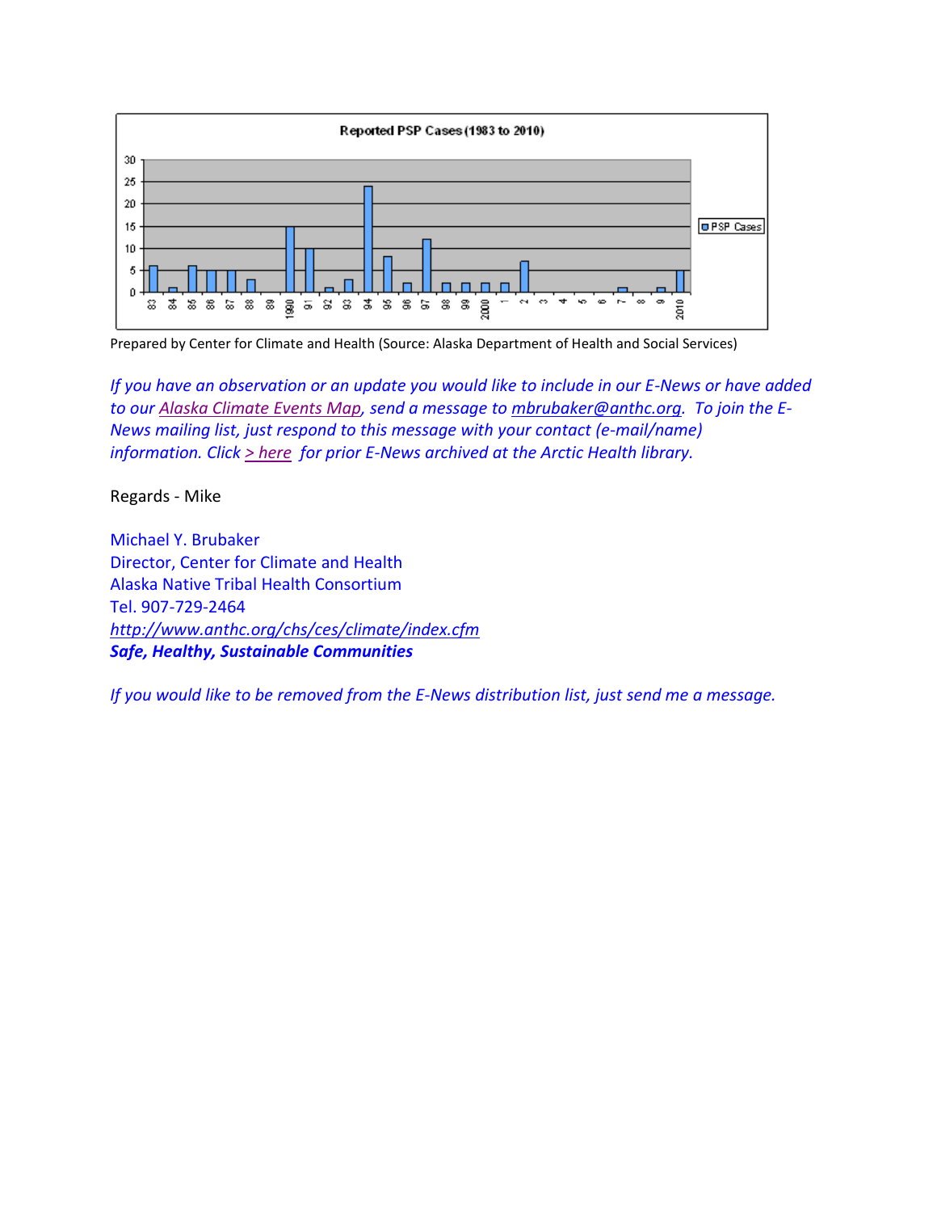Reported PSP Cases (1983 to 2010)

30
25
20
15
10
5
0

83 84 85 86 87 88 89 1990 91 92 93 94 95 96 97 98 99 2000 1 2 3 4 5 6 7 8 9 2010

PSP Cases

Prepared by Center for Climate and Health (Source: Alaska Department of Health and Social Services)

*If you have an observation or an update you would like to include in our E-News or have added to our Alaska Climate Events Map, send a message to mbrubaker@anthc.org. To join the E-News mailing list, just respond to this message with your contact (e-mail/name) information. Click > here for prior E-News archived at the Arctic Health library.*

Regards - Mike

Michael Y. Brubaker
Director, Center for Climate and Health
Alaska Native Tribal Health Consortium
Tel. 907-729-2464
*http://www.anthc.org/chs/ces/climate/index.cfm*
***Safe, Healthy, Sustainable Communities***

*If you would like to be removed from the E-News distribution list, just send me a message.*